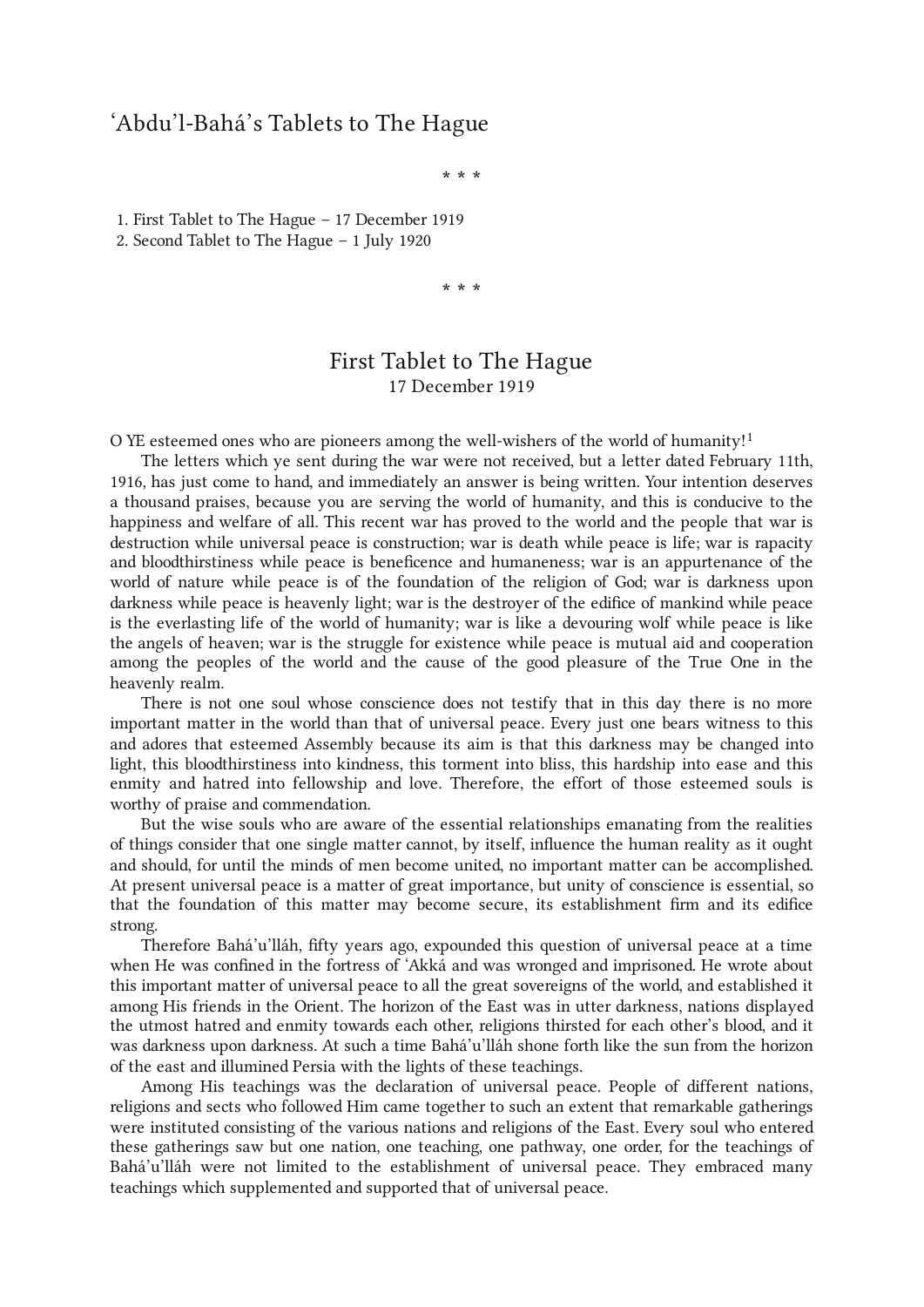# ‘Abdu’l-Bahá’s Tablets to The Hague

\* \* \*

1. First Tablet to The Hague – 17 December 1919
2. Second Tablet to The Hague – 1 July 1920

\* \* \*

## First Tablet to The Hague
17 December 1919

O YE esteemed ones who are pioneers among the well-wishers of the world of humanity![1]

The letters which ye sent during the war were not received, but a letter dated February 11th, 1916, has just come to hand, and immediately an answer is being written. Your intention deserves a thousand praises, because you are serving the world of humanity, and this is conducive to the happiness and welfare of all. This recent war has proved to the world and the people that war is destruction while universal peace is construction; war is death while peace is life; war is rapacity and bloodthirstiness while peace is beneficence and humaneness; war is an appurtenance of the world of nature while peace is of the foundation of the religion of God; war is darkness upon darkness while peace is heavenly light; war is the destroyer of the edifice of mankind while peace is the everlasting life of the world of humanity; war is like a devouring wolf while peace is like the angels of heaven; war is the struggle for existence while peace is mutual aid and cooperation among the peoples of the world and the cause of the good pleasure of the True One in the heavenly realm.

There is not one soul whose conscience does not testify that in this day there is no more important matter in the world than that of universal peace. Every just one bears witness to this and adores that esteemed Assembly because its aim is that this darkness may be changed into light, this bloodthirstiness into kindness, this torment into bliss, this hardship into ease and this enmity and hatred into fellowship and love. Therefore, the effort of those esteemed souls is worthy of praise and commendation.

But the wise souls who are aware of the essential relationships emanating from the realities of things consider that one single matter cannot, by itself, influence the human reality as it ought and should, for until the minds of men become united, no important matter can be accomplished. At present universal peace is a matter of great importance, but unity of conscience is essential, so that the foundation of this matter may become secure, its establishment firm and its edifice strong.

Therefore Bahá’u’lláh, fifty years ago, expounded this question of universal peace at a time when He was confined in the fortress of ‘Akká and was wronged and imprisoned. He wrote about this important matter of universal peace to all the great sovereigns of the world, and established it among His friends in the Orient. The horizon of the East was in utter darkness, nations displayed the utmost hatred and enmity towards each other, religions thirsted for each other’s blood, and it was darkness upon darkness. At such a time Bahá’u’lláh shone forth like the sun from the horizon of the east and illumined Persia with the lights of these teachings.

Among His teachings was the declaration of universal peace. People of different nations, religions and sects who followed Him came together to such an extent that remarkable gatherings were instituted consisting of the various nations and religions of the East. Every soul who entered these gatherings saw but one nation, one teaching, one pathway, one order, for the teachings of Bahá’u’lláh were not limited to the establishment of universal peace. They embraced many teachings which supplemented and supported that of universal peace.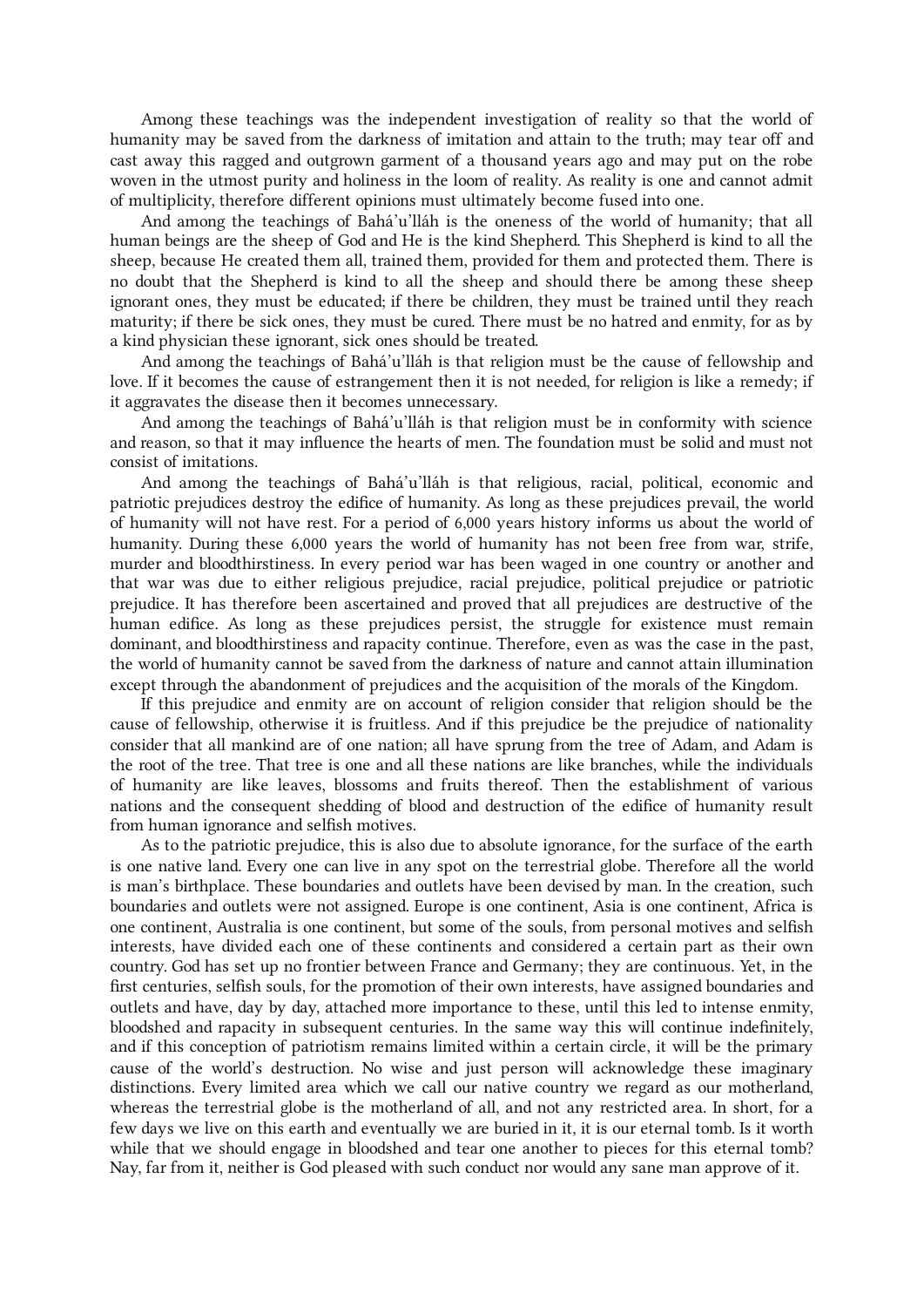Among these teachings was the independent investigation of reality so that the world of humanity may be saved from the darkness of imitation and attain to the truth; may tear off and cast away this ragged and outgrown garment of a thousand years ago and may put on the robe woven in the utmost purity and holiness in the loom of reality. As reality is one and cannot admit of multiplicity, therefore different opinions must ultimately become fused into one.

And among the teachings of Bahá'u'lláh is the oneness of the world of humanity; that all human beings are the sheep of God and He is the kind Shepherd. This Shepherd is kind to all the sheep, because He created them all, trained them, provided for them and protected them. There is no doubt that the Shepherd is kind to all the sheep and should there be among these sheep ignorant ones, they must be educated; if there be children, they must be trained until they reach maturity; if there be sick ones, they must be cured. There must be no hatred and enmity, for as by a kind physician these ignorant, sick ones should be treated.

And among the teachings of Bahá'u'lláh is that religion must be the cause of fellowship and love. If it becomes the cause of estrangement then it is not needed, for religion is like a remedy; if it aggravates the disease then it becomes unnecessary.

And among the teachings of Bahá'u'lláh is that religion must be in conformity with science and reason, so that it may influence the hearts of men. The foundation must be solid and must not consist of imitations.

And among the teachings of Bahá'u'lláh is that religious, racial, political, economic and patriotic prejudices destroy the edifice of humanity. As long as these prejudices prevail, the world of humanity will not have rest. For a period of 6,000 years history informs us about the world of humanity. During these 6,000 years the world of humanity has not been free from war, strife, murder and bloodthirstiness. In every period war has been waged in one country or another and that war was due to either religious prejudice, racial prejudice, political prejudice or patriotic prejudice. It has therefore been ascertained and proved that all prejudices are destructive of the human edifice. As long as these prejudices persist, the struggle for existence must remain dominant, and bloodthirstiness and rapacity continue. Therefore, even as was the case in the past, the world of humanity cannot be saved from the darkness of nature and cannot attain illumination except through the abandonment of prejudices and the acquisition of the morals of the Kingdom.

If this prejudice and enmity are on account of religion consider that religion should be the cause of fellowship, otherwise it is fruitless. And if this prejudice be the prejudice of nationality consider that all mankind are of one nation; all have sprung from the tree of Adam, and Adam is the root of the tree. That tree is one and all these nations are like branches, while the individuals of humanity are like leaves, blossoms and fruits thereof. Then the establishment of various nations and the consequent shedding of blood and destruction of the edifice of humanity result from human ignorance and selfish motives.

As to the patriotic prejudice, this is also due to absolute ignorance, for the surface of the earth is one native land. Every one can live in any spot on the terrestrial globe. Therefore all the world is man's birthplace. These boundaries and outlets have been devised by man. In the creation, such boundaries and outlets were not assigned. Europe is one continent, Asia is one continent, Africa is one continent, Australia is one continent, but some of the souls, from personal motives and selfish interests, have divided each one of these continents and considered a certain part as their own country. God has set up no frontier between France and Germany; they are continuous. Yet, in the first centuries, selfish souls, for the promotion of their own interests, have assigned boundaries and outlets and have, day by day, attached more importance to these, until this led to intense enmity, bloodshed and rapacity in subsequent centuries. In the same way this will continue indefinitely, and if this conception of patriotism remains limited within a certain circle, it will be the primary cause of the world's destruction. No wise and just person will acknowledge these imaginary distinctions. Every limited area which we call our native country we regard as our motherland, whereas the terrestrial globe is the motherland of all, and not any restricted area. In short, for a few days we live on this earth and eventually we are buried in it, it is our eternal tomb. Is it worth while that we should engage in bloodshed and tear one another to pieces for this eternal tomb? Nay, far from it, neither is God pleased with such conduct nor would any sane man approve of it.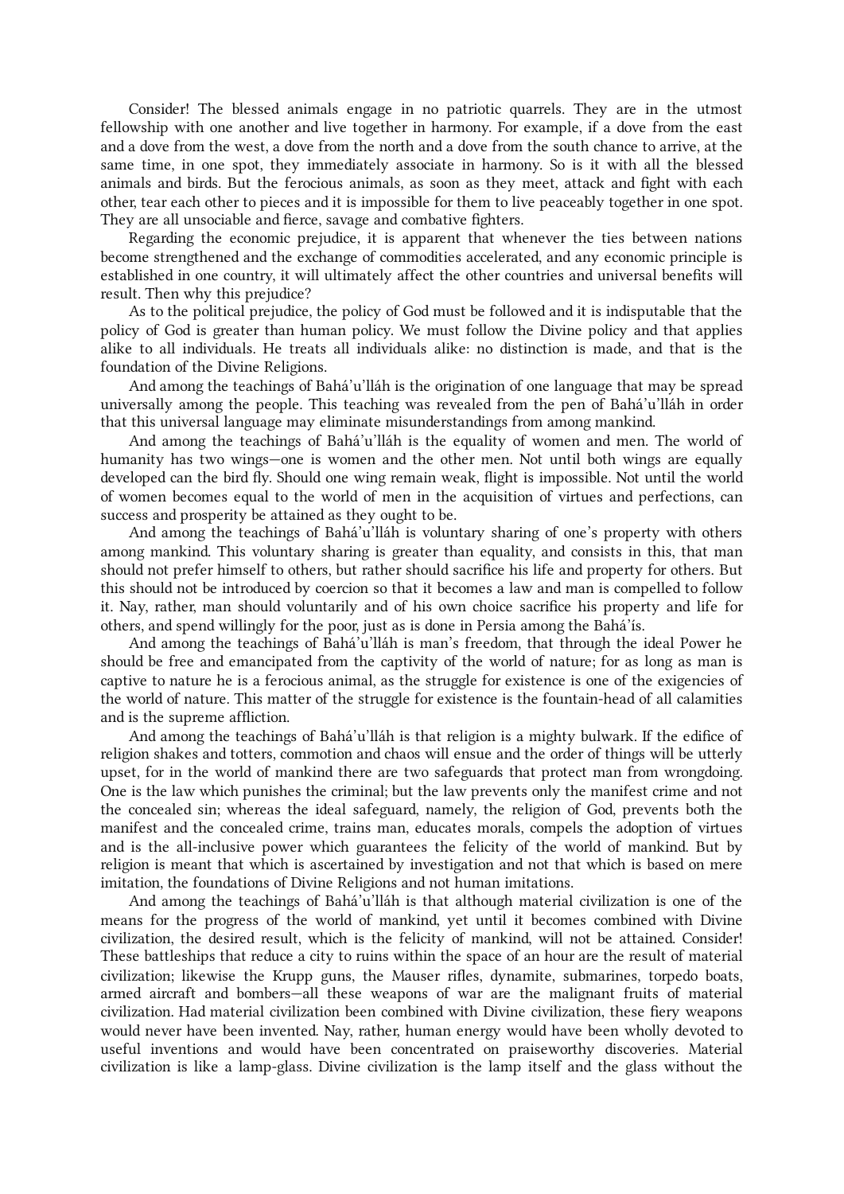Consider! The blessed animals engage in no patriotic quarrels. They are in the utmost fellowship with one another and live together in harmony. For example, if a dove from the east and a dove from the west, a dove from the north and a dove from the south chance to arrive, at the same time, in one spot, they immediately associate in harmony. So is it with all the blessed animals and birds. But the ferocious animals, as soon as they meet, attack and fight with each other, tear each other to pieces and it is impossible for them to live peaceably together in one spot. They are all unsociable and fierce, savage and combative fighters.

Regarding the economic prejudice, it is apparent that whenever the ties between nations become strengthened and the exchange of commodities accelerated, and any economic principle is established in one country, it will ultimately affect the other countries and universal benefits will result. Then why this prejudice?

As to the political prejudice, the policy of God must be followed and it is indisputable that the policy of God is greater than human policy. We must follow the Divine policy and that applies alike to all individuals. He treats all individuals alike: no distinction is made, and that is the foundation of the Divine Religions.

And among the teachings of Bahá'u'lláh is the origination of one language that may be spread universally among the people. This teaching was revealed from the pen of Bahá'u'lláh in order that this universal language may eliminate misunderstandings from among mankind.

And among the teachings of Bahá'u'lláh is the equality of women and men. The world of humanity has two wings—one is women and the other men. Not until both wings are equally developed can the bird fly. Should one wing remain weak, flight is impossible. Not until the world of women becomes equal to the world of men in the acquisition of virtues and perfections, can success and prosperity be attained as they ought to be.

And among the teachings of Bahá'u'lláh is voluntary sharing of one's property with others among mankind. This voluntary sharing is greater than equality, and consists in this, that man should not prefer himself to others, but rather should sacrifice his life and property for others. But this should not be introduced by coercion so that it becomes a law and man is compelled to follow it. Nay, rather, man should voluntarily and of his own choice sacrifice his property and life for others, and spend willingly for the poor, just as is done in Persia among the Bahá'ís.

And among the teachings of Bahá'u'lláh is man's freedom, that through the ideal Power he should be free and emancipated from the captivity of the world of nature; for as long as man is captive to nature he is a ferocious animal, as the struggle for existence is one of the exigencies of the world of nature. This matter of the struggle for existence is the fountain-head of all calamities and is the supreme affliction.

And among the teachings of Bahá'u'lláh is that religion is a mighty bulwark. If the edifice of religion shakes and totters, commotion and chaos will ensue and the order of things will be utterly upset, for in the world of mankind there are two safeguards that protect man from wrongdoing. One is the law which punishes the criminal; but the law prevents only the manifest crime and not the concealed sin; whereas the ideal safeguard, namely, the religion of God, prevents both the manifest and the concealed crime, trains man, educates morals, compels the adoption of virtues and is the all-inclusive power which guarantees the felicity of the world of mankind. But by religion is meant that which is ascertained by investigation and not that which is based on mere imitation, the foundations of Divine Religions and not human imitations.

And among the teachings of Bahá'u'lláh is that although material civilization is one of the means for the progress of the world of mankind, yet until it becomes combined with Divine civilization, the desired result, which is the felicity of mankind, will not be attained. Consider! These battleships that reduce a city to ruins within the space of an hour are the result of material civilization; likewise the Krupp guns, the Mauser rifles, dynamite, submarines, torpedo boats, armed aircraft and bombers—all these weapons of war are the malignant fruits of material civilization. Had material civilization been combined with Divine civilization, these fiery weapons would never have been invented. Nay, rather, human energy would have been wholly devoted to useful inventions and would have been concentrated on praiseworthy discoveries. Material civilization is like a lamp-glass. Divine civilization is the lamp itself and the glass without the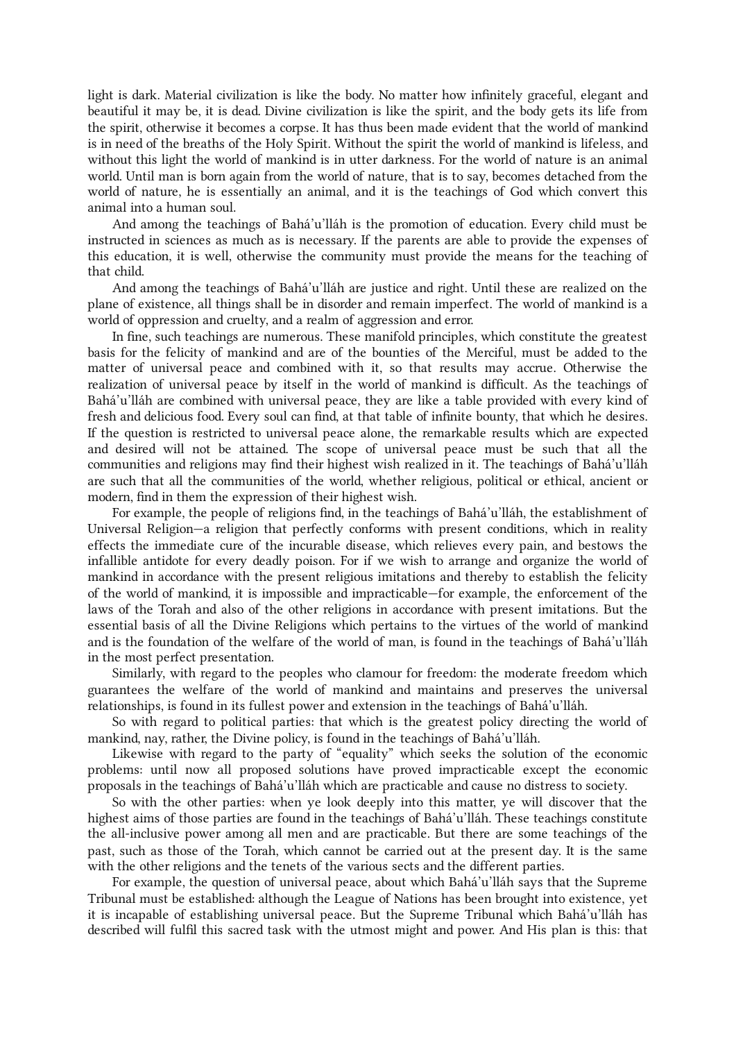light is dark. Material civilization is like the body. No matter how infinitely graceful, elegant and beautiful it may be, it is dead. Divine civilization is like the spirit, and the body gets its life from the spirit, otherwise it becomes a corpse. It has thus been made evident that the world of mankind is in need of the breaths of the Holy Spirit. Without the spirit the world of mankind is lifeless, and without this light the world of mankind is in utter darkness. For the world of nature is an animal world. Until man is born again from the world of nature, that is to say, becomes detached from the world of nature, he is essentially an animal, and it is the teachings of God which convert this animal into a human soul.

And among the teachings of Bahá'u'lláh is the promotion of education. Every child must be instructed in sciences as much as is necessary. If the parents are able to provide the expenses of this education, it is well, otherwise the community must provide the means for the teaching of that child.

And among the teachings of Bahá'u'lláh are justice and right. Until these are realized on the plane of existence, all things shall be in disorder and remain imperfect. The world of mankind is a world of oppression and cruelty, and a realm of aggression and error.

In fine, such teachings are numerous. These manifold principles, which constitute the greatest basis for the felicity of mankind and are of the bounties of the Merciful, must be added to the matter of universal peace and combined with it, so that results may accrue. Otherwise the realization of universal peace by itself in the world of mankind is difficult. As the teachings of Bahá'u'lláh are combined with universal peace, they are like a table provided with every kind of fresh and delicious food. Every soul can find, at that table of infinite bounty, that which he desires. If the question is restricted to universal peace alone, the remarkable results which are expected and desired will not be attained. The scope of universal peace must be such that all the communities and religions may find their highest wish realized in it. The teachings of Bahá'u'lláh are such that all the communities of the world, whether religious, political or ethical, ancient or modern, find in them the expression of their highest wish.

For example, the people of religions find, in the teachings of Bahá'u'lláh, the establishment of Universal Religion—a religion that perfectly conforms with present conditions, which in reality effects the immediate cure of the incurable disease, which relieves every pain, and bestows the infallible antidote for every deadly poison. For if we wish to arrange and organize the world of mankind in accordance with the present religious imitations and thereby to establish the felicity of the world of mankind, it is impossible and impracticable—for example, the enforcement of the laws of the Torah and also of the other religions in accordance with present imitations. But the essential basis of all the Divine Religions which pertains to the virtues of the world of mankind and is the foundation of the welfare of the world of man, is found in the teachings of Bahá'u'lláh in the most perfect presentation.

Similarly, with regard to the peoples who clamour for freedom: the moderate freedom which guarantees the welfare of the world of mankind and maintains and preserves the universal relationships, is found in its fullest power and extension in the teachings of Bahá'u'lláh.

So with regard to political parties: that which is the greatest policy directing the world of mankind, nay, rather, the Divine policy, is found in the teachings of Bahá'u'lláh.

Likewise with regard to the party of "equality" which seeks the solution of the economic problems: until now all proposed solutions have proved impracticable except the economic proposals in the teachings of Bahá'u'lláh which are practicable and cause no distress to society.

So with the other parties: when ye look deeply into this matter, ye will discover that the highest aims of those parties are found in the teachings of Bahá'u'lláh. These teachings constitute the all-inclusive power among all men and are practicable. But there are some teachings of the past, such as those of the Torah, which cannot be carried out at the present day. It is the same with the other religions and the tenets of the various sects and the different parties.

For example, the question of universal peace, about which Bahá'u'lláh says that the Supreme Tribunal must be established: although the League of Nations has been brought into existence, yet it is incapable of establishing universal peace. But the Supreme Tribunal which Bahá'u'lláh has described will fulfil this sacred task with the utmost might and power. And His plan is this: that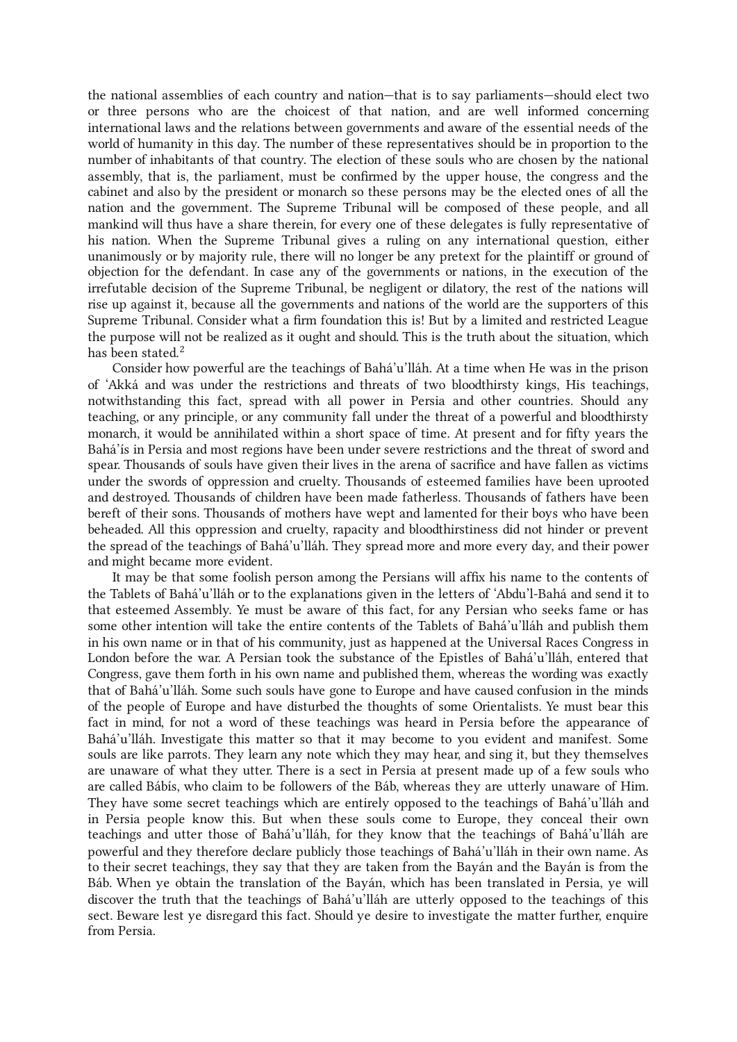the national assemblies of each country and nation—that is to say parliaments—should elect two or three persons who are the choicest of that nation, and are well informed concerning international laws and the relations between governments and aware of the essential needs of the world of humanity in this day. The number of these representatives should be in proportion to the number of inhabitants of that country. The election of these souls who are chosen by the national assembly, that is, the parliament, must be confirmed by the upper house, the congress and the cabinet and also by the president or monarch so these persons may be the elected ones of all the nation and the government. The Supreme Tribunal will be composed of these people, and all mankind will thus have a share therein, for every one of these delegates is fully representative of his nation. When the Supreme Tribunal gives a ruling on any international question, either unanimously or by majority rule, there will no longer be any pretext for the plaintiff or ground of objection for the defendant. In case any of the governments or nations, in the execution of the irrefutable decision of the Supreme Tribunal, be negligent or dilatory, the rest of the nations will rise up against it, because all the governments and nations of the world are the supporters of this Supreme Tribunal. Consider what a firm foundation this is! But by a limited and restricted League the purpose will not be realized as it ought and should. This is the truth about the situation, which has been stated.[2]

Consider how powerful are the teachings of Bahá'u'lláh. At a time when He was in the prison of 'Akká and was under the restrictions and threats of two bloodthirsty kings, His teachings, notwithstanding this fact, spread with all power in Persia and other countries. Should any teaching, or any principle, or any community fall under the threat of a powerful and bloodthirsty monarch, it would be annihilated within a short space of time. At present and for fifty years the Bahá'ís in Persia and most regions have been under severe restrictions and the threat of sword and spear. Thousands of souls have given their lives in the arena of sacrifice and have fallen as victims under the swords of oppression and cruelty. Thousands of esteemed families have been uprooted and destroyed. Thousands of children have been made fatherless. Thousands of fathers have been bereft of their sons. Thousands of mothers have wept and lamented for their boys who have been beheaded. All this oppression and cruelty, rapacity and bloodthirstiness did not hinder or prevent the spread of the teachings of Bahá'u'lláh. They spread more and more every day, and their power and might became more evident.

It may be that some foolish person among the Persians will affix his name to the contents of the Tablets of Bahá'u'lláh or to the explanations given in the letters of 'Abdu'l-Bahá and send it to that esteemed Assembly. Ye must be aware of this fact, for any Persian who seeks fame or has some other intention will take the entire contents of the Tablets of Bahá'u'lláh and publish them in his own name or in that of his community, just as happened at the Universal Races Congress in London before the war. A Persian took the substance of the Epistles of Bahá'u'lláh, entered that Congress, gave them forth in his own name and published them, whereas the wording was exactly that of Bahá'u'lláh. Some such souls have gone to Europe and have caused confusion in the minds of the people of Europe and have disturbed the thoughts of some Orientalists. Ye must bear this fact in mind, for not a word of these teachings was heard in Persia before the appearance of Bahá'u'lláh. Investigate this matter so that it may become to you evident and manifest. Some souls are like parrots. They learn any note which they may hear, and sing it, but they themselves are unaware of what they utter. There is a sect in Persia at present made up of a few souls who are called Bábís, who claim to be followers of the Báb, whereas they are utterly unaware of Him. They have some secret teachings which are entirely opposed to the teachings of Bahá'u'lláh and in Persia people know this. But when these souls come to Europe, they conceal their own teachings and utter those of Bahá'u'lláh, for they know that the teachings of Bahá'u'lláh are powerful and they therefore declare publicly those teachings of Bahá'u'lláh in their own name. As to their secret teachings, they say that they are taken from the Bayán and the Bayán is from the Báb. When ye obtain the translation of the Bayán, which has been translated in Persia, ye will discover the truth that the teachings of Bahá'u'lláh are utterly opposed to the teachings of this sect. Beware lest ye disregard this fact. Should ye desire to investigate the matter further, enquire from Persia.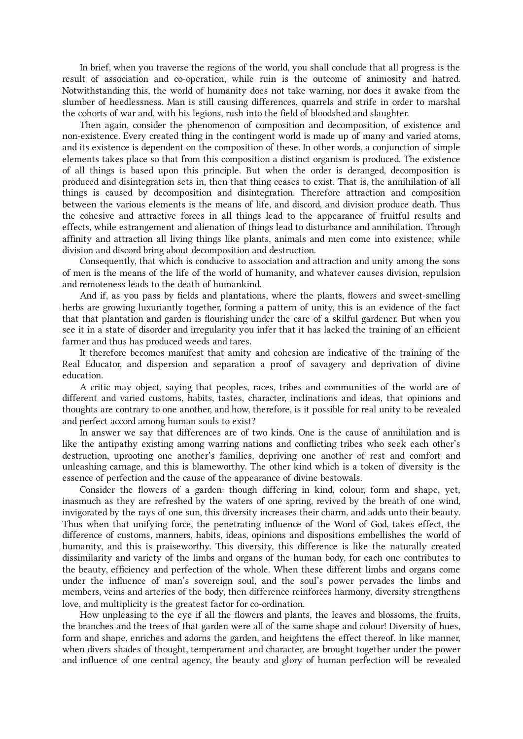In brief, when you traverse the regions of the world, you shall conclude that all progress is the result of association and co-operation, while ruin is the outcome of animosity and hatred. Notwithstanding this, the world of humanity does not take warning, nor does it awake from the slumber of heedlessness. Man is still causing differences, quarrels and strife in order to marshal the cohorts of war and, with his legions, rush into the field of bloodshed and slaughter.

Then again, consider the phenomenon of composition and decomposition, of existence and non-existence. Every created thing in the contingent world is made up of many and varied atoms, and its existence is dependent on the composition of these. In other words, a conjunction of simple elements takes place so that from this composition a distinct organism is produced. The existence of all things is based upon this principle. But when the order is deranged, decomposition is produced and disintegration sets in, then that thing ceases to exist. That is, the annihilation of all things is caused by decomposition and disintegration. Therefore attraction and composition between the various elements is the means of life, and discord, and division produce death. Thus the cohesive and attractive forces in all things lead to the appearance of fruitful results and effects, while estrangement and alienation of things lead to disturbance and annihilation. Through affinity and attraction all living things like plants, animals and men come into existence, while division and discord bring about decomposition and destruction.

Consequently, that which is conducive to association and attraction and unity among the sons of men is the means of the life of the world of humanity, and whatever causes division, repulsion and remoteness leads to the death of humankind.

And if, as you pass by fields and plantations, where the plants, flowers and sweet-smelling herbs are growing luxuriantly together, forming a pattern of unity, this is an evidence of the fact that that plantation and garden is flourishing under the care of a skilful gardener. But when you see it in a state of disorder and irregularity you infer that it has lacked the training of an efficient farmer and thus has produced weeds and tares.

It therefore becomes manifest that amity and cohesion are indicative of the training of the Real Educator, and dispersion and separation a proof of savagery and deprivation of divine education.

A critic may object, saying that peoples, races, tribes and communities of the world are of different and varied customs, habits, tastes, character, inclinations and ideas, that opinions and thoughts are contrary to one another, and how, therefore, is it possible for real unity to be revealed and perfect accord among human souls to exist?

In answer we say that differences are of two kinds. One is the cause of annihilation and is like the antipathy existing among warring nations and conflicting tribes who seek each other's destruction, uprooting one another's families, depriving one another of rest and comfort and unleashing carnage, and this is blameworthy. The other kind which is a token of diversity is the essence of perfection and the cause of the appearance of divine bestowals.

Consider the flowers of a garden: though differing in kind, colour, form and shape, yet, inasmuch as they are refreshed by the waters of one spring, revived by the breath of one wind, invigorated by the rays of one sun, this diversity increases their charm, and adds unto their beauty. Thus when that unifying force, the penetrating influence of the Word of God, takes effect, the difference of customs, manners, habits, ideas, opinions and dispositions embellishes the world of humanity, and this is praiseworthy. This diversity, this difference is like the naturally created dissimilarity and variety of the limbs and organs of the human body, for each one contributes to the beauty, efficiency and perfection of the whole. When these different limbs and organs come under the influence of man's sovereign soul, and the soul's power pervades the limbs and members, veins and arteries of the body, then difference reinforces harmony, diversity strengthens love, and multiplicity is the greatest factor for co-ordination.

How unpleasing to the eye if all the flowers and plants, the leaves and blossoms, the fruits, the branches and the trees of that garden were all of the same shape and colour! Diversity of hues, form and shape, enriches and adorns the garden, and heightens the effect thereof. In like manner, when divers shades of thought, temperament and character, are brought together under the power and influence of one central agency, the beauty and glory of human perfection will be revealed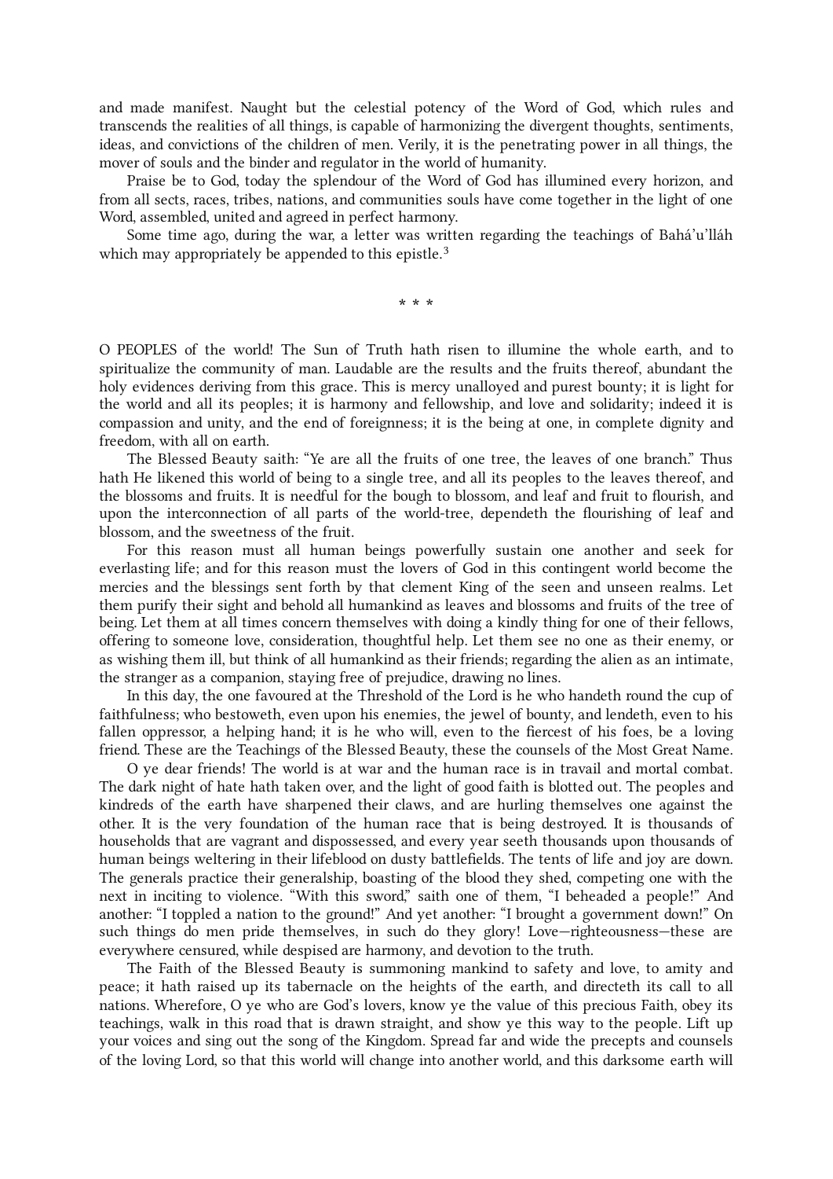and made manifest. Naught but the celestial potency of the Word of God, which rules and transcends the realities of all things, is capable of harmonizing the divergent thoughts, sentiments, ideas, and convictions of the children of men. Verily, it is the penetrating power in all things, the mover of souls and the binder and regulator in the world of humanity.

Praise be to God, today the splendour of the Word of God has illumined every horizon, and from all sects, races, tribes, nations, and communities souls have come together in the light of one Word, assembled, united and agreed in perfect harmony.

Some time ago, during the war, a letter was written regarding the teachings of Bahá'u'lláh which may appropriately be appended to this epistle.[3]

\* \* \*

O PEOPLES of the world! The Sun of Truth hath risen to illumine the whole earth, and to spiritualize the community of man. Laudable are the results and the fruits thereof, abundant the holy evidences deriving from this grace. This is mercy unalloyed and purest bounty; it is light for the world and all its peoples; it is harmony and fellowship, and love and solidarity; indeed it is compassion and unity, and the end of foreignness; it is the being at one, in complete dignity and freedom, with all on earth.

The Blessed Beauty saith: "Ye are all the fruits of one tree, the leaves of one branch." Thus hath He likened this world of being to a single tree, and all its peoples to the leaves thereof, and the blossoms and fruits. It is needful for the bough to blossom, and leaf and fruit to flourish, and upon the interconnection of all parts of the world-tree, dependeth the flourishing of leaf and blossom, and the sweetness of the fruit.

For this reason must all human beings powerfully sustain one another and seek for everlasting life; and for this reason must the lovers of God in this contingent world become the mercies and the blessings sent forth by that clement King of the seen and unseen realms. Let them purify their sight and behold all humankind as leaves and blossoms and fruits of the tree of being. Let them at all times concern themselves with doing a kindly thing for one of their fellows, offering to someone love, consideration, thoughtful help. Let them see no one as their enemy, or as wishing them ill, but think of all humankind as their friends; regarding the alien as an intimate, the stranger as a companion, staying free of prejudice, drawing no lines.

In this day, the one favoured at the Threshold of the Lord is he who handeth round the cup of faithfulness; who bestoweth, even upon his enemies, the jewel of bounty, and lendeth, even to his fallen oppressor, a helping hand; it is he who will, even to the fiercest of his foes, be a loving friend. These are the Teachings of the Blessed Beauty, these the counsels of the Most Great Name.

O ye dear friends! The world is at war and the human race is in travail and mortal combat. The dark night of hate hath taken over, and the light of good faith is blotted out. The peoples and kindreds of the earth have sharpened their claws, and are hurling themselves one against the other. It is the very foundation of the human race that is being destroyed. It is thousands of households that are vagrant and dispossessed, and every year seeth thousands upon thousands of human beings weltering in their lifeblood on dusty battlefields. The tents of life and joy are down. The generals practice their generalship, boasting of the blood they shed, competing one with the next in inciting to violence. "With this sword," saith one of them, "I beheaded a people!" And another: "I toppled a nation to the ground!" And yet another: "I brought a government down!" On such things do men pride themselves, in such do they glory! Love—righteousness—these are everywhere censured, while despised are harmony, and devotion to the truth.

The Faith of the Blessed Beauty is summoning mankind to safety and love, to amity and peace; it hath raised up its tabernacle on the heights of the earth, and directeth its call to all nations. Wherefore, O ye who are God's lovers, know ye the value of this precious Faith, obey its teachings, walk in this road that is drawn straight, and show ye this way to the people. Lift up your voices and sing out the song of the Kingdom. Spread far and wide the precepts and counsels of the loving Lord, so that this world will change into another world, and this darksome earth will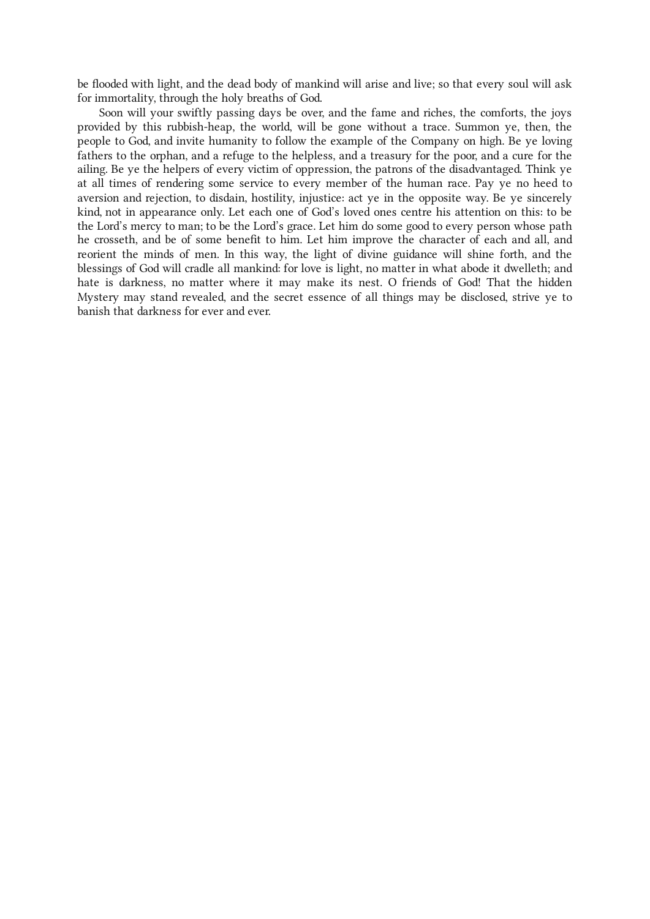be flooded with light, and the dead body of mankind will arise and live; so that every soul will ask for immortality, through the holy breaths of God.

Soon will your swiftly passing days be over, and the fame and riches, the comforts, the joys provided by this rubbish-heap, the world, will be gone without a trace. Summon ye, then, the people to God, and invite humanity to follow the example of the Company on high. Be ye loving fathers to the orphan, and a refuge to the helpless, and a treasury for the poor, and a cure for the ailing. Be ye the helpers of every victim of oppression, the patrons of the disadvantaged. Think ye at all times of rendering some service to every member of the human race. Pay ye no heed to aversion and rejection, to disdain, hostility, injustice: act ye in the opposite way. Be ye sincerely kind, not in appearance only. Let each one of God's loved ones centre his attention on this: to be the Lord's mercy to man; to be the Lord's grace. Let him do some good to every person whose path he crosseth, and be of some benefit to him. Let him improve the character of each and all, and reorient the minds of men. In this way, the light of divine guidance will shine forth, and the blessings of God will cradle all mankind: for love is light, no matter in what abode it dwelleth; and hate is darkness, no matter where it may make its nest. O friends of God! That the hidden Mystery may stand revealed, and the secret essence of all things may be disclosed, strive ye to banish that darkness for ever and ever.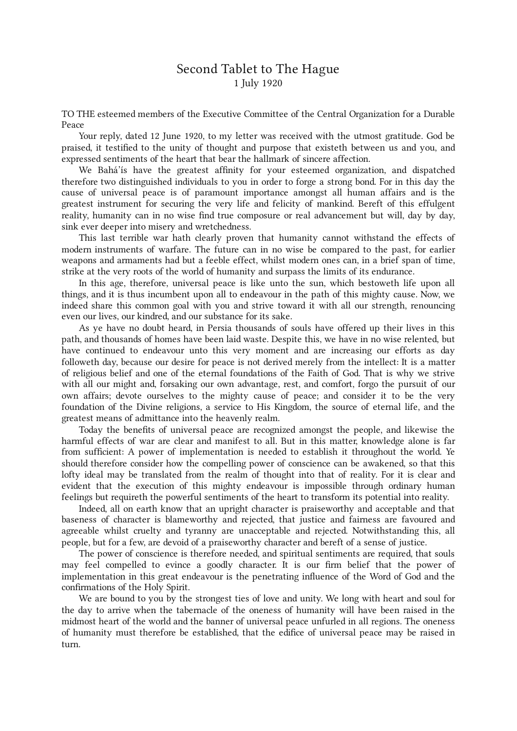# Second Tablet to The Hague

1 July 1920

TO THE esteemed members of the Executive Committee of the Central Organization for a Durable Peace

Your reply, dated 12 June 1920, to my letter was received with the utmost gratitude. God be praised, it testified to the unity of thought and purpose that existeth between us and you, and expressed sentiments of the heart that bear the hallmark of sincere affection.

We Bahá'ís have the greatest affinity for your esteemed organization, and dispatched therefore two distinguished individuals to you in order to forge a strong bond. For in this day the cause of universal peace is of paramount importance amongst all human affairs and is the greatest instrument for securing the very life and felicity of mankind. Bereft of this effulgent reality, humanity can in no wise find true composure or real advancement but will, day by day, sink ever deeper into misery and wretchedness.

This last terrible war hath clearly proven that humanity cannot withstand the effects of modern instruments of warfare. The future can in no wise be compared to the past, for earlier weapons and armaments had but a feeble effect, whilst modern ones can, in a brief span of time, strike at the very roots of the world of humanity and surpass the limits of its endurance.

In this age, therefore, universal peace is like unto the sun, which bestoweth life upon all things, and it is thus incumbent upon all to endeavour in the path of this mighty cause. Now, we indeed share this common goal with you and strive toward it with all our strength, renouncing even our lives, our kindred, and our substance for its sake.

As ye have no doubt heard, in Persia thousands of souls have offered up their lives in this path, and thousands of homes have been laid waste. Despite this, we have in no wise relented, but have continued to endeavour unto this very moment and are increasing our efforts as day followeth day, because our desire for peace is not derived merely from the intellect: It is a matter of religious belief and one of the eternal foundations of the Faith of God. That is why we strive with all our might and, forsaking our own advantage, rest, and comfort, forgo the pursuit of our own affairs; devote ourselves to the mighty cause of peace; and consider it to be the very foundation of the Divine religions, a service to His Kingdom, the source of eternal life, and the greatest means of admittance into the heavenly realm.

Today the benefits of universal peace are recognized amongst the people, and likewise the harmful effects of war are clear and manifest to all. But in this matter, knowledge alone is far from sufficient: A power of implementation is needed to establish it throughout the world. Ye should therefore consider how the compelling power of conscience can be awakened, so that this lofty ideal may be translated from the realm of thought into that of reality. For it is clear and evident that the execution of this mighty endeavour is impossible through ordinary human feelings but requireth the powerful sentiments of the heart to transform its potential into reality.

Indeed, all on earth know that an upright character is praiseworthy and acceptable and that baseness of character is blameworthy and rejected, that justice and fairness are favoured and agreeable whilst cruelty and tyranny are unacceptable and rejected. Notwithstanding this, all people, but for a few, are devoid of a praiseworthy character and bereft of a sense of justice.

The power of conscience is therefore needed, and spiritual sentiments are required, that souls may feel compelled to evince a goodly character. It is our firm belief that the power of implementation in this great endeavour is the penetrating influence of the Word of God and the confirmations of the Holy Spirit.

We are bound to you by the strongest ties of love and unity. We long with heart and soul for the day to arrive when the tabernacle of the oneness of humanity will have been raised in the midmost heart of the world and the banner of universal peace unfurled in all regions. The oneness of humanity must therefore be established, that the edifice of universal peace may be raised in turn.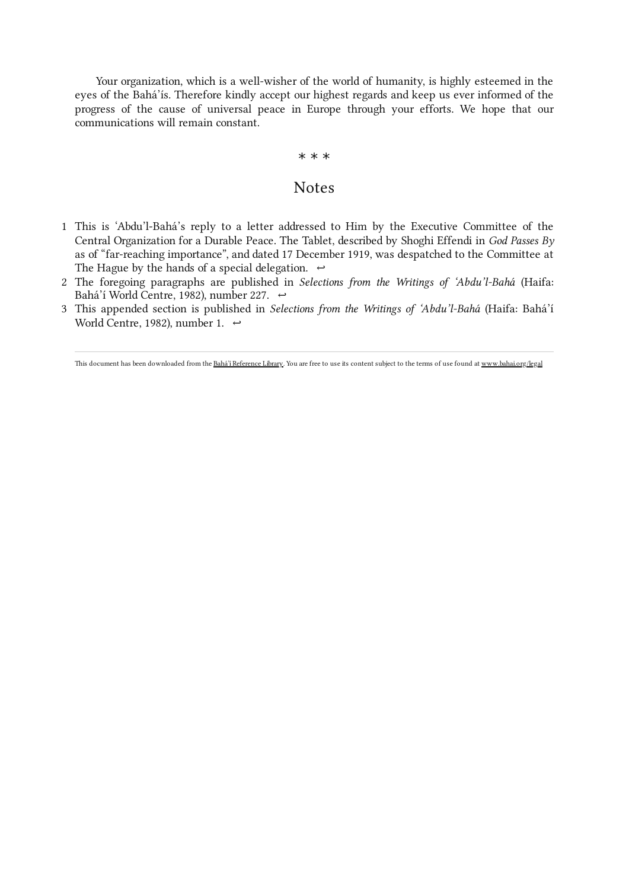Your organization, which is a well-wisher of the world of humanity, is highly esteemed in the eyes of the Bahá'ís. Therefore kindly accept our highest regards and keep us ever informed of the progress of the cause of universal peace in Europe through your efforts. We hope that our communications will remain constant.

\* \* \*

## Notes

1. This is 'Abdu'l-Bahá's reply to a letter addressed to Him by the Executive Committee of the Central Organization for a Durable Peace. The Tablet, described by Shoghi Effendi in *God Passes By* as of "far-reaching importance", and dated 17 December 1919, was despatched to the Committee at The Hague by the hands of a special delegation. ↩
2. The foregoing paragraphs are published in *Selections from the Writings of 'Abdu'l-Bahá* (Haifa: Bahá'í World Centre, 1982), number 227. ↩
3. This appended section is published in *Selections from the Writings of 'Abdu'l-Bahá* (Haifa: Bahá'í World Centre, 1982), number 1. ↩

This document has been downloaded from the Bahá'í Reference Library. You are free to use its content subject to the terms of use found at www.bahai.org/legal